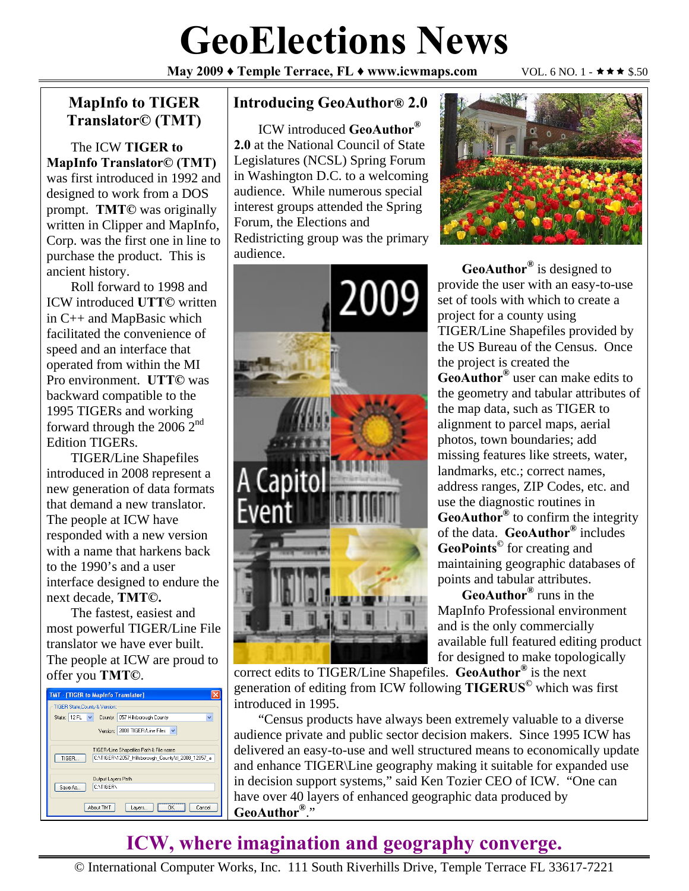# GeoElections News

**May 2009 ♦ Temple Terrace, FL ♦ www.icwmaps.com** VOL. 6 NO. 1 - ★★★ $.50

## MapInfo to TIGER Translator© (TMT)

The ICW **TIGER to MapInfo Translator© (TMT)** was first introduced in 1992 and designed to work from a DOS prompt. **TMT©** was originally written in Clipper and MapInfo, Corp. was the first one in line to purchase the product. This is ancient history.

Roll forward to 1998 and ICW introduced **UTT©** written in C++ and MapBasic which facilitated the convenience of speed and an interface that operated from within the MI Pro environment. **UTT©** was backward compatible to the 1995 TIGERs and working forward through the 2006 2nd Edition TIGERs.

TIGER/Line Shapefiles introduced in 2008 represent a new generation of data formats that demand a new translator. The people at ICW have responded with a new version with a name that harkens back to the 1990's and a user interface designed to endure the next decade, **TMT©.**

The fastest, easiest and most powerful TIGER/Line File translator we have ever built. The people at ICW are proud to offer you **TMT©**.

## Introducing GeoAuthor® 2.0

ICW introduced **GeoAuthor® 2.0** at the National Council of State Legislatures (NCSL) Spring Forum in Washington D.C. to a welcoming audience. While numerous special interest groups attended the Spring Forum, the Elections and Redistricting group was the primary audience.

**GeoAuthor®** is designed to provide the user with an easy-to-use set of tools with which to create a project for a county using TIGER/Line Shapefiles provided by the US Bureau of the Census. Once the project is created the **GeoAuthor®** user can make edits to the geometry and tabular attributes of the map data, such as TIGER to alignment to parcel maps, aerial photos, town boundaries; add missing features like streets, water, landmarks, etc.; correct names, address ranges, ZIP Codes, etc. and use the diagnostic routines in **GeoAuthor®** to confirm the integrity of the data. **GeoAuthor®** includes **GeoPoints©** for creating and maintaining geographic databases of points and tabular attributes.

**GeoAuthor®** runs in the MapInfo Professional environment and is the only commercially available full featured editing product for designed to make topologically correct edits to TIGER/Line Shapefiles. **GeoAuthor®** is the next generation of editing from ICW following **TIGERUS©** which was first introduced in 1995.

"Census products have always been extremely valuable to a diverse audience private and public sector decision makers. Since 1995 ICW has delivered an easy-to-use and well structured means to economically update and enhance TIGER\Line geography making it suitable for expanded use in decision support systems," said Ken Tozier CEO of ICW. "One can have over 40 layers of enhanced geographic data produced by **GeoAuthor®**."

## ICW, where imagination and geography converge.

© International Computer Works, Inc. 111 South Riverhills Drive, Temple Terrace FL 33617-7221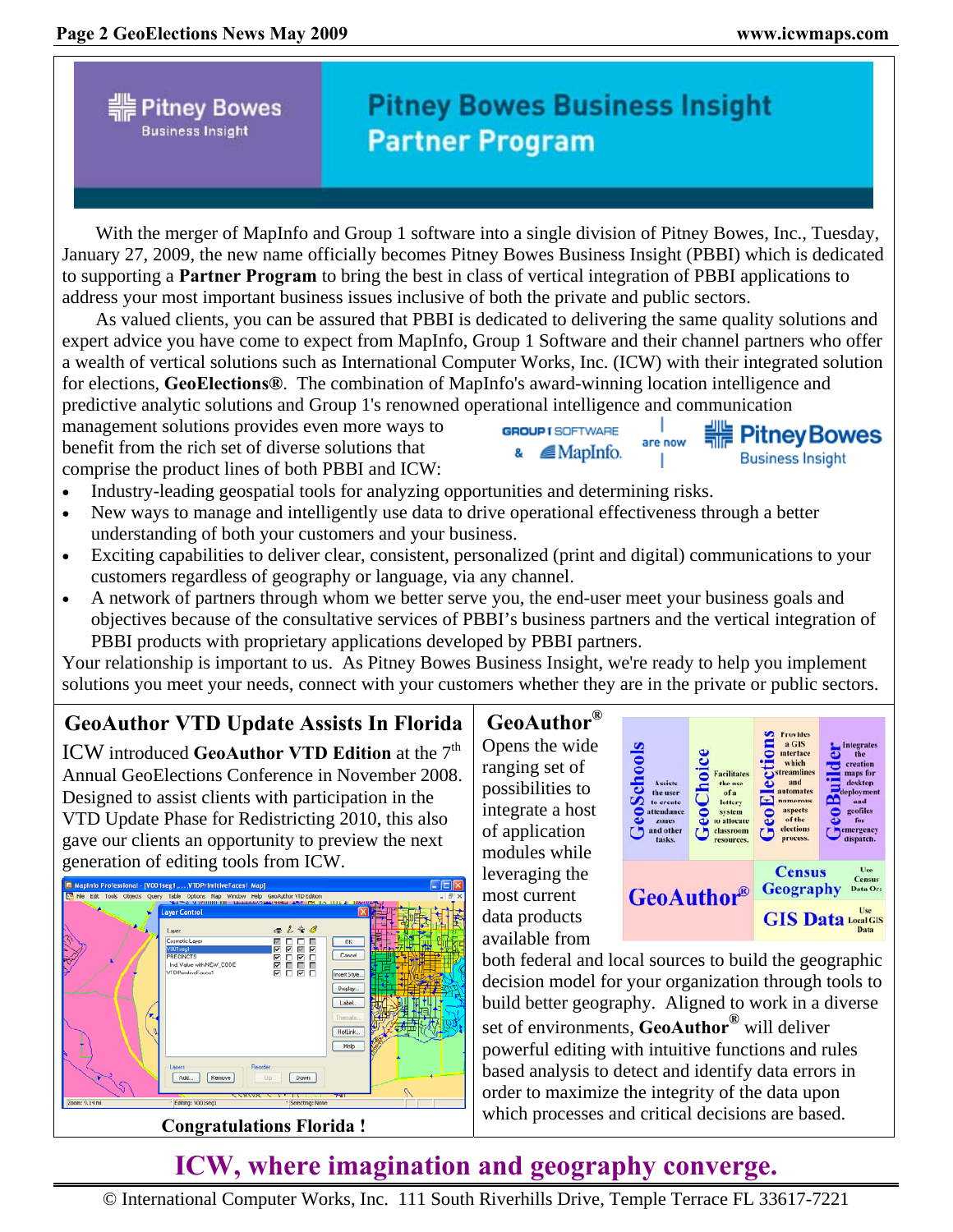# Pitney Bowes Business Insight Partner Program

With the merger of MapInfo and Group 1 software into a single division of Pitney Bowes, Inc., Tuesday, January 27, 2009, the new name officially becomes Pitney Bowes Business Insight (PBBI) which is dedicated to supporting a **Partner Program** to bring the best in class of vertical integration of PBBI applications to address your most important business issues inclusive of both the private and public sectors.

As valued clients, you can be assured that PBBI is dedicated to delivering the same quality solutions and expert advice you have come to expect from MapInfo, Group 1 Software and their channel partners who offer a wealth of vertical solutions such as International Computer Works, Inc. (ICW) with their integrated solution for elections, **GeoElections®**. The combination of MapInfo's award-winning location intelligence and predictive analytic solutions and Group 1's renowned operational intelligence and communication management solutions provides even more ways to benefit from the rich set of diverse solutions that comprise the product lines of both PBBI and ICW:

GROUP 1 SOFTWARE & MapInfo | are now | Pitney Bowes Business Insight

- Industry-leading geospatial tools for analyzing opportunities and determining risks.
- New ways to manage and intelligently use data to drive operational effectiveness through a better understanding of both your customers and your business.
- Exciting capabilities to deliver clear, consistent, personalized (print and digital) communications to your customers regardless of geography or language, via any channel.
- A network of partners through whom we better serve you, the end-user meet your business goals and objectives because of the consultative services of PBBI's business partners and the vertical integration of PBBI products with proprietary applications developed by PBBI partners.

Your relationship is important to us. As Pitney Bowes Business Insight, we're ready to help you implement solutions you meet your needs, connect with your customers whether they are in the private or public sectors.

## GeoAuthor VTD Update Assists In Florida

ICW introduced **GeoAuthor VTD Edition** at the 7th Annual GeoElections Conference in November 2008. Designed to assist clients with participation in the VTD Update Phase for Redistricting 2010, this also gave our clients an opportunity to preview the next generation of editing tools from ICW.

**Congratulations Florida !**

## GeoAuthor®

Opens the wide ranging set of possibilities to integrate a host of application modules while leveraging the most current data products available from both federal and local sources to build the geographic decision model for your organization through tools to build better geography. Aligned to work in a diverse set of environments, **GeoAuthor®** will deliver powerful editing with intuitive functions and rules based analysis to detect and identify data errors in order to maximize the integrity of the data upon which processes and critical decisions are based.

GeoSchools: Assists the user to create attendance zones and other tasks.

GeoChoice: Facilitates the use of a lottery system to allocate classroom resources.

GeoElections: Provides a GIS interface which streamlines and automates numerous aspects of the elections process.

GeoBuilder: Integrates the creation maps for desktop deployment and geofiles for emergency dispatch.

GeoAuthor®

Census Geography: Use Census Data Or:

GIS Data: Use Local GIS Data

**ICW, where imagination and geography converge.**

© International Computer Works, Inc. 111 South Riverhills Drive, Temple Terrace FL 33617-7221